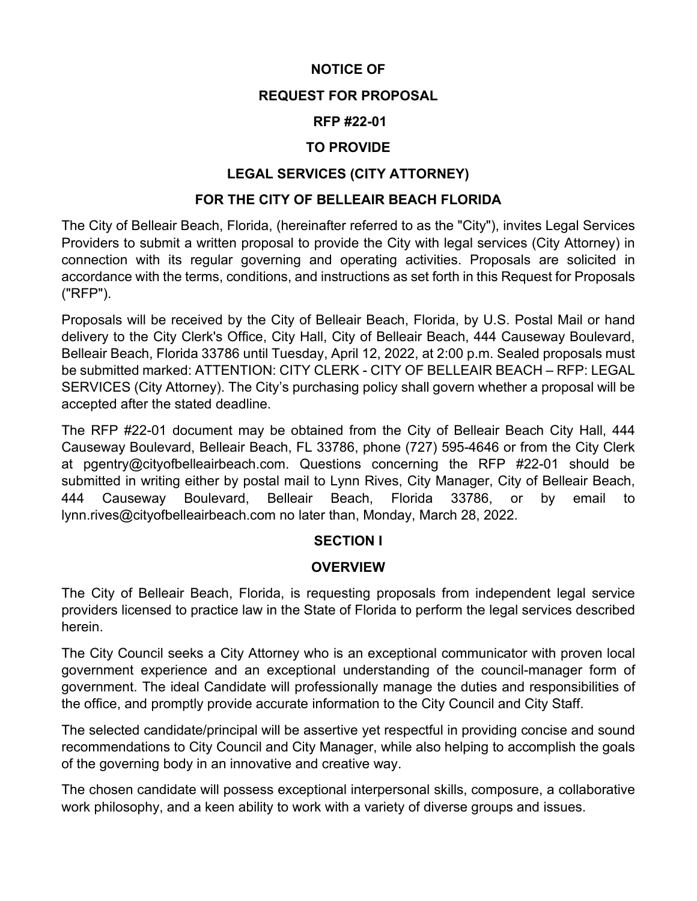# NOTICE OF

# REQUEST FOR PROPOSAL

# RFP #22-01

# TO PROVIDE

# LEGAL SERVICES (CITY ATTORNEY)

# FOR THE CITY OF BELLEAIR BEACH FLORIDA

The City of Belleair Beach, Florida, (hereinafter referred to as the "City"), invites Legal Services Providers to submit a written proposal to provide the City with legal services (City Attorney) in connection with its regular governing and operating activities. Proposals are solicited in accordance with the terms, conditions, and instructions as set forth in this Request for Proposals ("RFP").

Proposals will be received by the City of Belleair Beach, Florida, by U.S. Postal Mail or hand delivery to the City Clerk's Office, City Hall, City of Belleair Beach, 444 Causeway Boulevard, Belleair Beach, Florida 33786 until Tuesday, April 12, 2022, at 2:00 p.m. Sealed proposals must be submitted marked: ATTENTION: CITY CLERK - CITY OF BELLEAIR BEACH – RFP: LEGAL SERVICES (City Attorney). The City's purchasing policy shall govern whether a proposal will be accepted after the stated deadline.

The RFP #22-01 document may be obtained from the City of Belleair Beach City Hall, 444 Causeway Boulevard, Belleair Beach, FL 33786, phone (727) 595-4646 or from the City Clerk at pgentry@cityofbelleairbeach.com. Questions concerning the RFP #22-01 should be submitted in writing either by postal mail to Lynn Rives, City Manager, City of Belleair Beach, 444 Causeway Boulevard, Belleair Beach, Florida 33786, or by email to lynn.rives@cityofbelleairbeach.com no later than, Monday, March 28, 2022.

## SECTION I

## OVERVIEW

The City of Belleair Beach, Florida, is requesting proposals from independent legal service providers licensed to practice law in the State of Florida to perform the legal services described herein.

The City Council seeks a City Attorney who is an exceptional communicator with proven local government experience and an exceptional understanding of the council-manager form of government. The ideal Candidate will professionally manage the duties and responsibilities of the office, and promptly provide accurate information to the City Council and City Staff.

The selected candidate/principal will be assertive yet respectful in providing concise and sound recommendations to City Council and City Manager, while also helping to accomplish the goals of the governing body in an innovative and creative way.

The chosen candidate will possess exceptional interpersonal skills, composure, a collaborative work philosophy, and a keen ability to work with a variety of diverse groups and issues.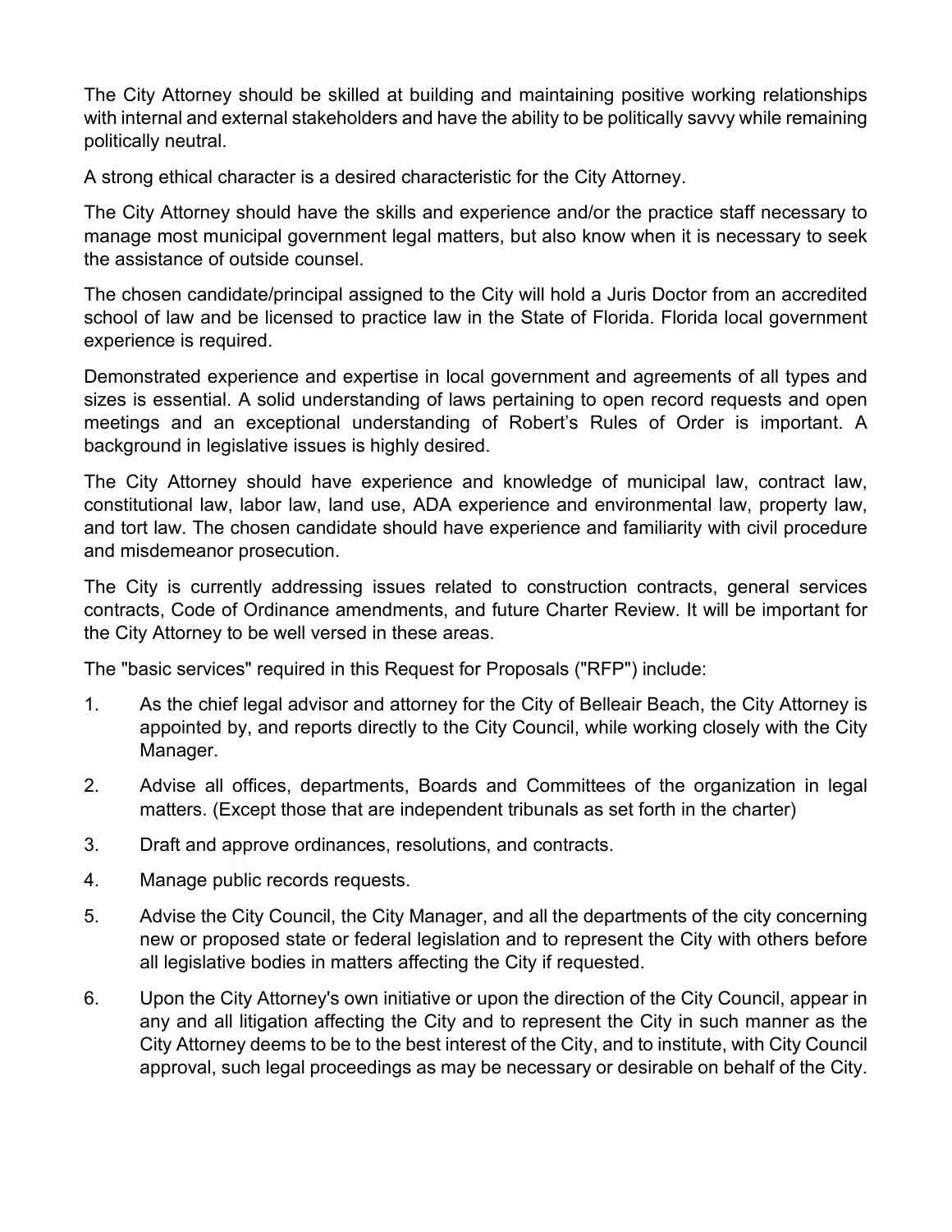The City Attorney should be skilled at building and maintaining positive working relationships with internal and external stakeholders and have the ability to be politically savvy while remaining politically neutral.

A strong ethical character is a desired characteristic for the City Attorney.

The City Attorney should have the skills and experience and/or the practice staff necessary to manage most municipal government legal matters, but also know when it is necessary to seek the assistance of outside counsel.

The chosen candidate/principal assigned to the City will hold a Juris Doctor from an accredited school of law and be licensed to practice law in the State of Florida. Florida local government experience is required.

Demonstrated experience and expertise in local government and agreements of all types and sizes is essential. A solid understanding of laws pertaining to open record requests and open meetings and an exceptional understanding of Robert's Rules of Order is important. A background in legislative issues is highly desired.

The City Attorney should have experience and knowledge of municipal law, contract law, constitutional law, labor law, land use, ADA experience and environmental law, property law, and tort law. The chosen candidate should have experience and familiarity with civil procedure and misdemeanor prosecution.

The City is currently addressing issues related to construction contracts, general services contracts, Code of Ordinance amendments, and future Charter Review. It will be important for the City Attorney to be well versed in these areas.

The "basic services" required in this Request for Proposals ("RFP") include:

1. As the chief legal advisor and attorney for the City of Belleair Beach, the City Attorney is appointed by, and reports directly to the City Council, while working closely with the City Manager.
2. Advise all offices, departments, Boards and Committees of the organization in legal matters. (Except those that are independent tribunals as set forth in the charter)
3. Draft and approve ordinances, resolutions, and contracts.
4. Manage public records requests.
5. Advise the City Council, the City Manager, and all the departments of the city concerning new or proposed state or federal legislation and to represent the City with others before all legislative bodies in matters affecting the City if requested.
6. Upon the City Attorney's own initiative or upon the direction of the City Council, appear in any and all litigation affecting the City and to represent the City in such manner as the City Attorney deems to be to the best interest of the City, and to institute, with City Council approval, such legal proceedings as may be necessary or desirable on behalf of the City.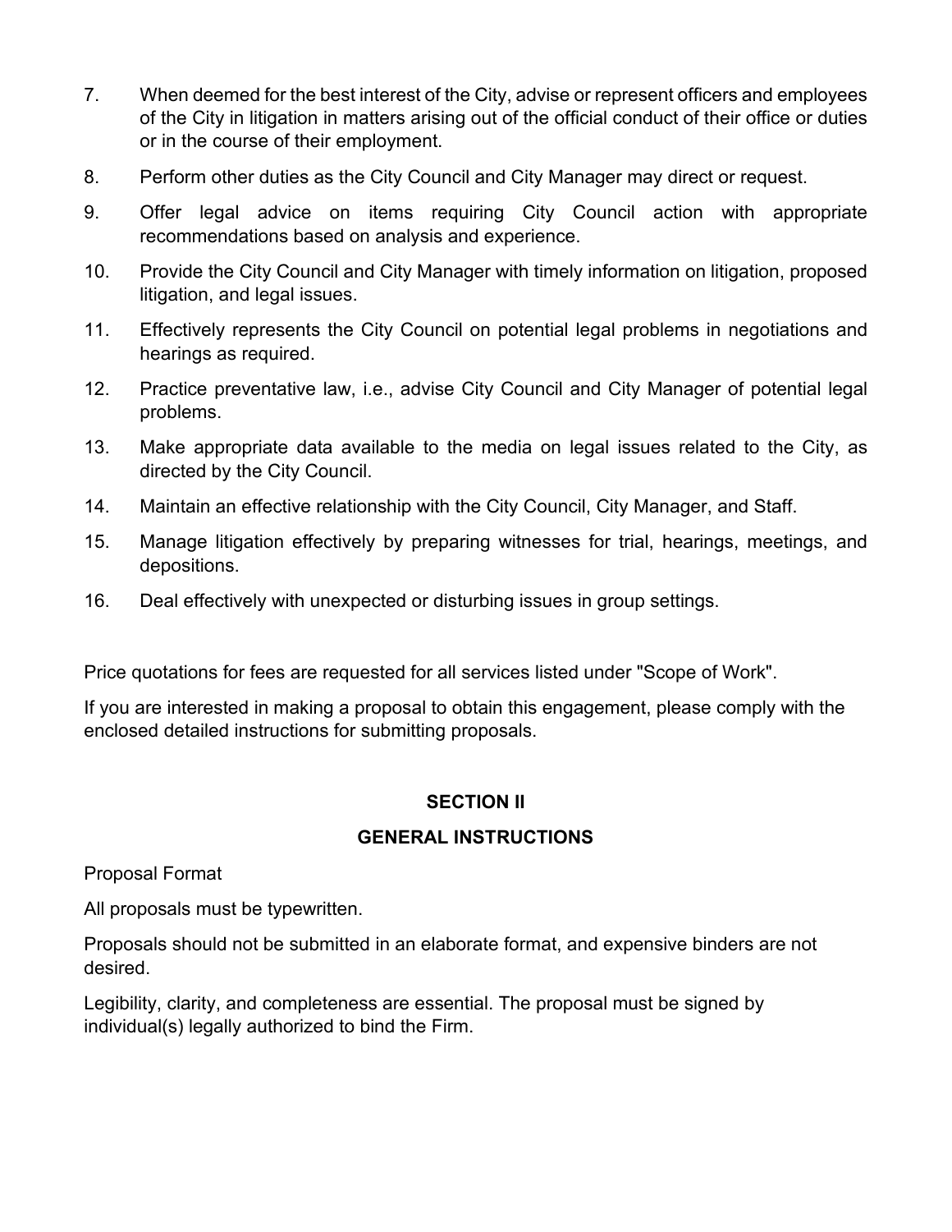7. When deemed for the best interest of the City, advise or represent officers and employees of the City in litigation in matters arising out of the official conduct of their office or duties or in the course of their employment.
8. Perform other duties as the City Council and City Manager may direct or request.
9. Offer legal advice on items requiring City Council action with appropriate recommendations based on analysis and experience.
10. Provide the City Council and City Manager with timely information on litigation, proposed litigation, and legal issues.
11. Effectively represents the City Council on potential legal problems in negotiations and hearings as required.
12. Practice preventative law, i.e., advise City Council and City Manager of potential legal problems.
13. Make appropriate data available to the media on legal issues related to the City, as directed by the City Council.
14. Maintain an effective relationship with the City Council, City Manager, and Staff.
15. Manage litigation effectively by preparing witnesses for trial, hearings, meetings, and depositions.
16. Deal effectively with unexpected or disturbing issues in group settings.

Price quotations for fees are requested for all services listed under "Scope of Work".

If you are interested in making a proposal to obtain this engagement, please comply with the enclosed detailed instructions for submitting proposals.

## SECTION II

## GENERAL INSTRUCTIONS

Proposal Format

All proposals must be typewritten.

Proposals should not be submitted in an elaborate format, and expensive binders are not desired.

Legibility, clarity, and completeness are essential. The proposal must be signed by individual(s) legally authorized to bind the Firm.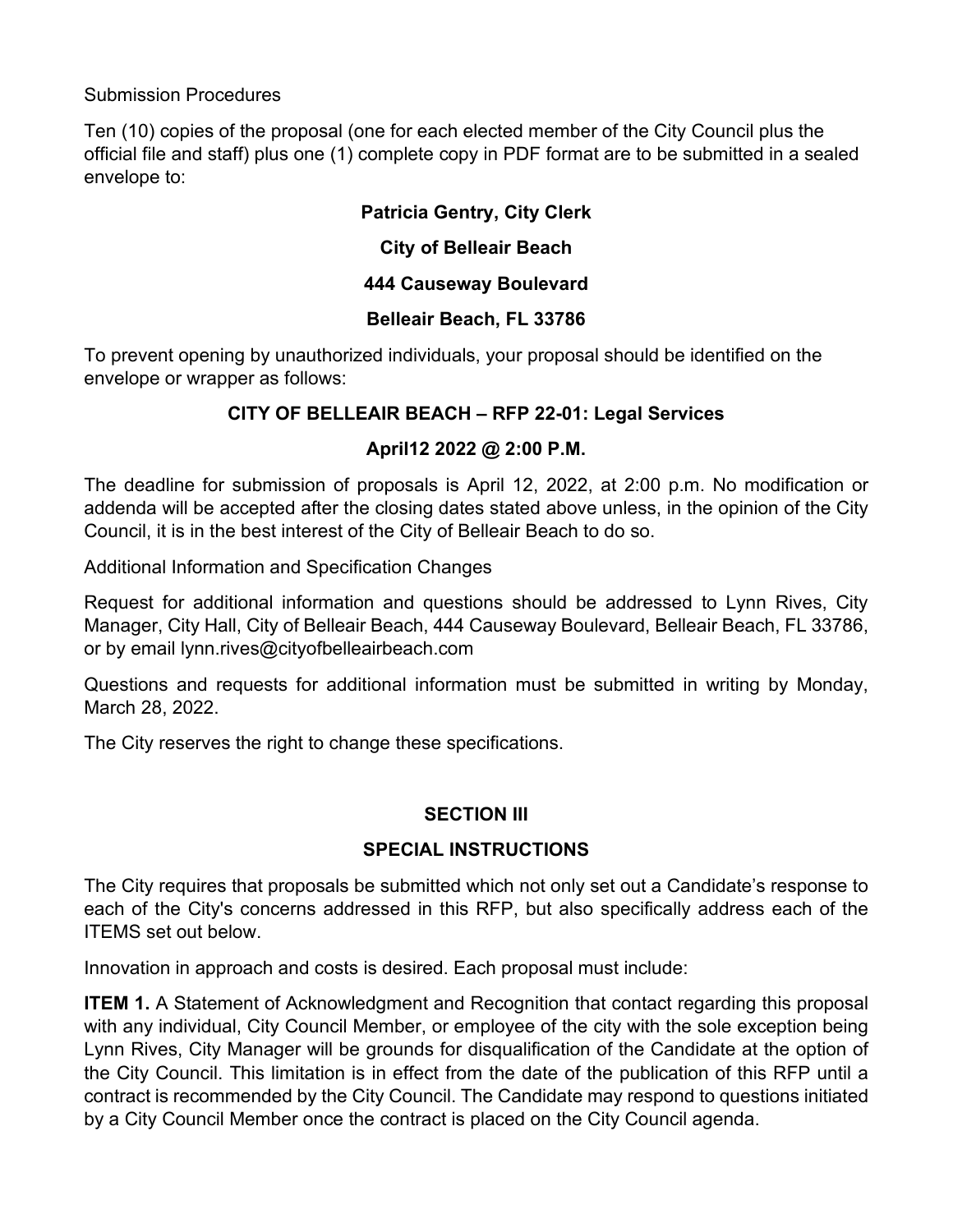Submission Procedures

Ten (10) copies of the proposal (one for each elected member of the City Council plus the official file and staff) plus one (1) complete copy in PDF format are to be submitted in a sealed envelope to:

**Patricia Gentry, City Clerk**

**City of Belleair Beach**

**444 Causeway Boulevard**

**Belleair Beach, FL 33786**

To prevent opening by unauthorized individuals, your proposal should be identified on the envelope or wrapper as follows:

**CITY OF BELLEAIR BEACH – RFP 22-01: Legal Services**

**April12 2022 @ 2:00 P.M.**

The deadline for submission of proposals is April 12, 2022, at 2:00 p.m. No modification or addenda will be accepted after the closing dates stated above unless, in the opinion of the City Council, it is in the best interest of the City of Belleair Beach to do so.

Additional Information and Specification Changes

Request for additional information and questions should be addressed to Lynn Rives, City Manager, City Hall, City of Belleair Beach, 444 Causeway Boulevard, Belleair Beach, FL 33786, or by email lynn.rives@cityofbelleairbeach.com

Questions and requests for additional information must be submitted in writing by Monday, March 28, 2022.

The City reserves the right to change these specifications.

## SECTION III

## SPECIAL INSTRUCTIONS

The City requires that proposals be submitted which not only set out a Candidate's response to each of the City's concerns addressed in this RFP, but also specifically address each of the ITEMS set out below.

Innovation in approach and costs is desired. Each proposal must include:

**ITEM 1.** A Statement of Acknowledgment and Recognition that contact regarding this proposal with any individual, City Council Member, or employee of the city with the sole exception being Lynn Rives, City Manager will be grounds for disqualification of the Candidate at the option of the City Council. This limitation is in effect from the date of the publication of this RFP until a contract is recommended by the City Council. The Candidate may respond to questions initiated by a City Council Member once the contract is placed on the City Council agenda.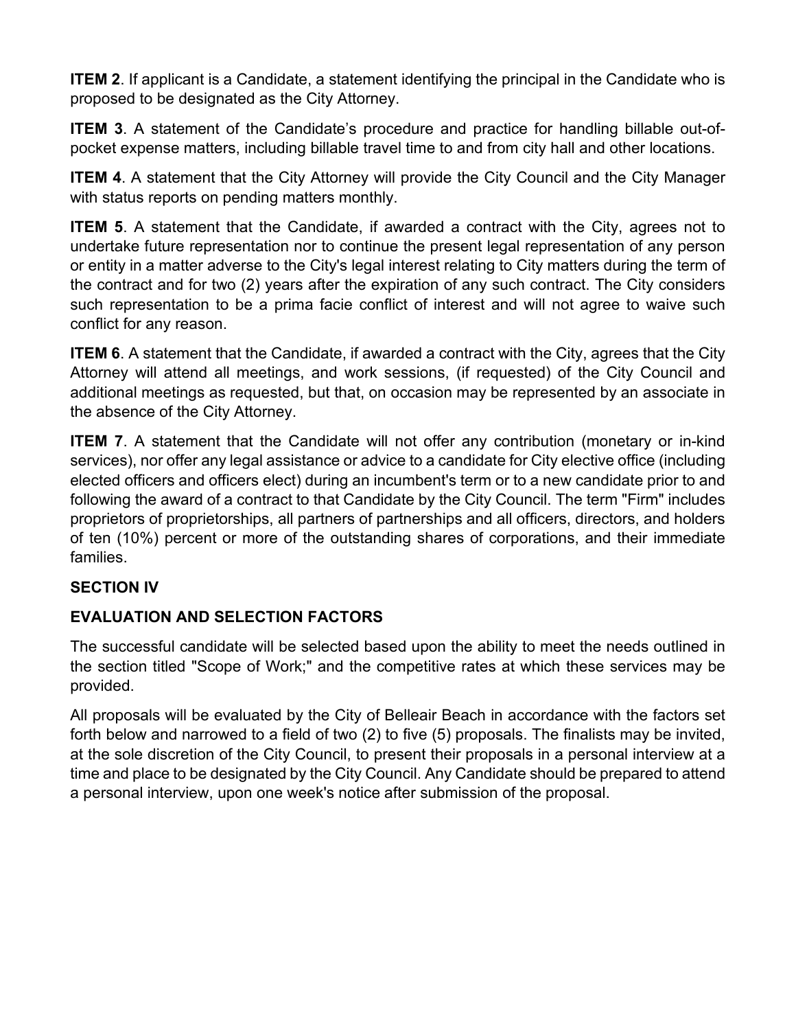**ITEM 2**. If applicant is a Candidate, a statement identifying the principal in the Candidate who is proposed to be designated as the City Attorney.

**ITEM 3**. A statement of the Candidate's procedure and practice for handling billable out-of-pocket expense matters, including billable travel time to and from city hall and other locations.

**ITEM 4**. A statement that the City Attorney will provide the City Council and the City Manager with status reports on pending matters monthly.

**ITEM 5**. A statement that the Candidate, if awarded a contract with the City, agrees not to undertake future representation nor to continue the present legal representation of any person or entity in a matter adverse to the City's legal interest relating to City matters during the term of the contract and for two (2) years after the expiration of any such contract. The City considers such representation to be a prima facie conflict of interest and will not agree to waive such conflict for any reason.

**ITEM 6**. A statement that the Candidate, if awarded a contract with the City, agrees that the City Attorney will attend all meetings, and work sessions, (if requested) of the City Council and additional meetings as requested, but that, on occasion may be represented by an associate in the absence of the City Attorney.

**ITEM 7**. A statement that the Candidate will not offer any contribution (monetary or in-kind services), nor offer any legal assistance or advice to a candidate for City elective office (including elected officers and officers elect) during an incumbent's term or to a new candidate prior to and following the award of a contract to that Candidate by the City Council. The term "Firm" includes proprietors of proprietorships, all partners of partnerships and all officers, directors, and holders of ten (10%) percent or more of the outstanding shares of corporations, and their immediate families.

## SECTION IV

## EVALUATION AND SELECTION FACTORS

The successful candidate will be selected based upon the ability to meet the needs outlined in the section titled "Scope of Work;" and the competitive rates at which these services may be provided.

All proposals will be evaluated by the City of Belleair Beach in accordance with the factors set forth below and narrowed to a field of two (2) to five (5) proposals. The finalists may be invited, at the sole discretion of the City Council, to present their proposals in a personal interview at a time and place to be designated by the City Council. Any Candidate should be prepared to attend a personal interview, upon one week's notice after submission of the proposal.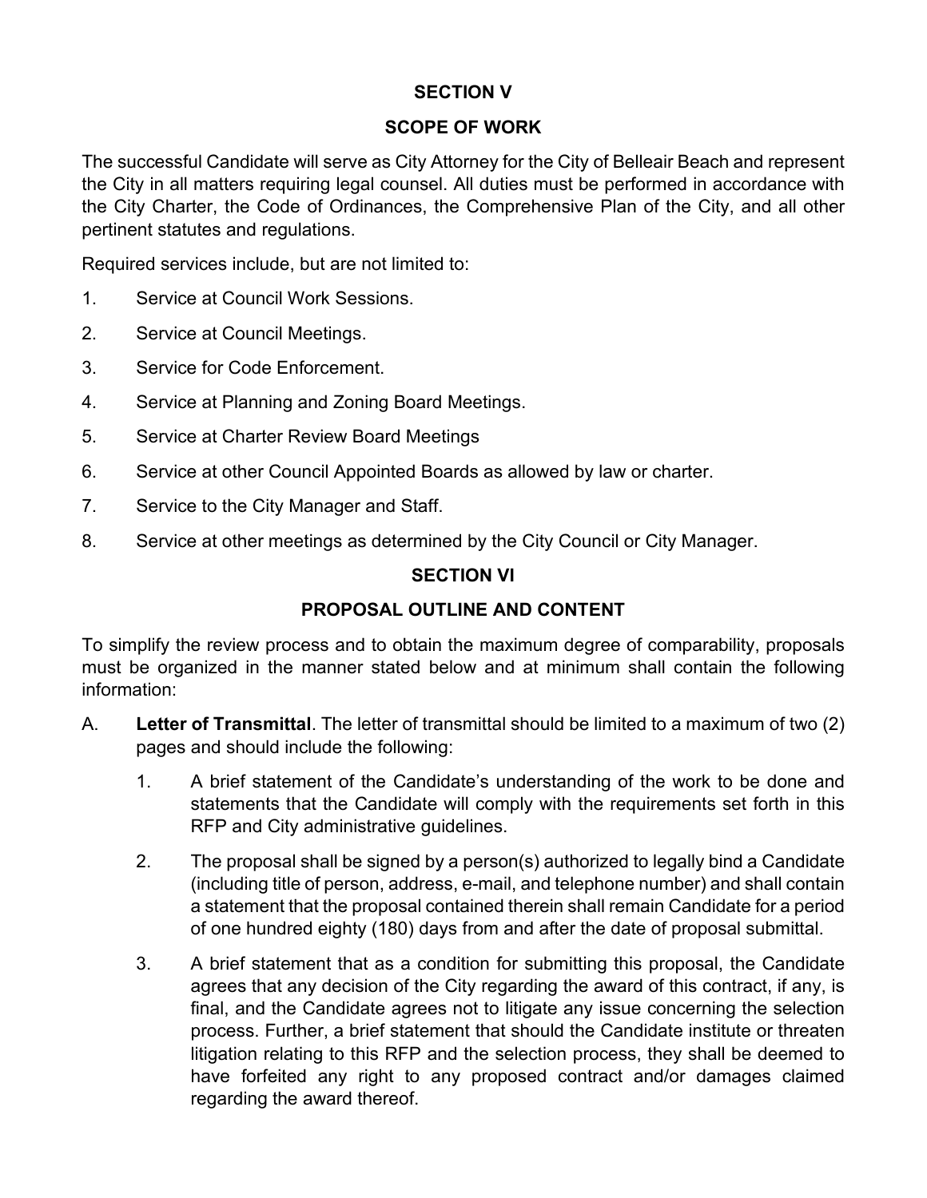## SECTION V

## SCOPE OF WORK

The successful Candidate will serve as City Attorney for the City of Belleair Beach and represent the City in all matters requiring legal counsel. All duties must be performed in accordance with the City Charter, the Code of Ordinances, the Comprehensive Plan of the City, and all other pertinent statutes and regulations.

Required services include, but are not limited to:

1. Service at Council Work Sessions.
2. Service at Council Meetings.
3. Service for Code Enforcement.
4. Service at Planning and Zoning Board Meetings.
5. Service at Charter Review Board Meetings
6. Service at other Council Appointed Boards as allowed by law or charter.
7. Service to the City Manager and Staff.
8. Service at other meetings as determined by the City Council or City Manager.

## SECTION VI

## PROPOSAL OUTLINE AND CONTENT

To simplify the review process and to obtain the maximum degree of comparability, proposals must be organized in the manner stated below and at minimum shall contain the following information:

A. **Letter of Transmittal**. The letter of transmittal should be limited to a maximum of two (2) pages and should include the following:

   1. A brief statement of the Candidate's understanding of the work to be done and statements that the Candidate will comply with the requirements set forth in this RFP and City administrative guidelines.

   2. The proposal shall be signed by a person(s) authorized to legally bind a Candidate (including title of person, address, e-mail, and telephone number) and shall contain a statement that the proposal contained therein shall remain Candidate for a period of one hundred eighty (180) days from and after the date of proposal submittal.

   3. A brief statement that as a condition for submitting this proposal, the Candidate agrees that any decision of the City regarding the award of this contract, if any, is final, and the Candidate agrees not to litigate any issue concerning the selection process. Further, a brief statement that should the Candidate institute or threaten litigation relating to this RFP and the selection process, they shall be deemed to have forfeited any right to any proposed contract and/or damages claimed regarding the award thereof.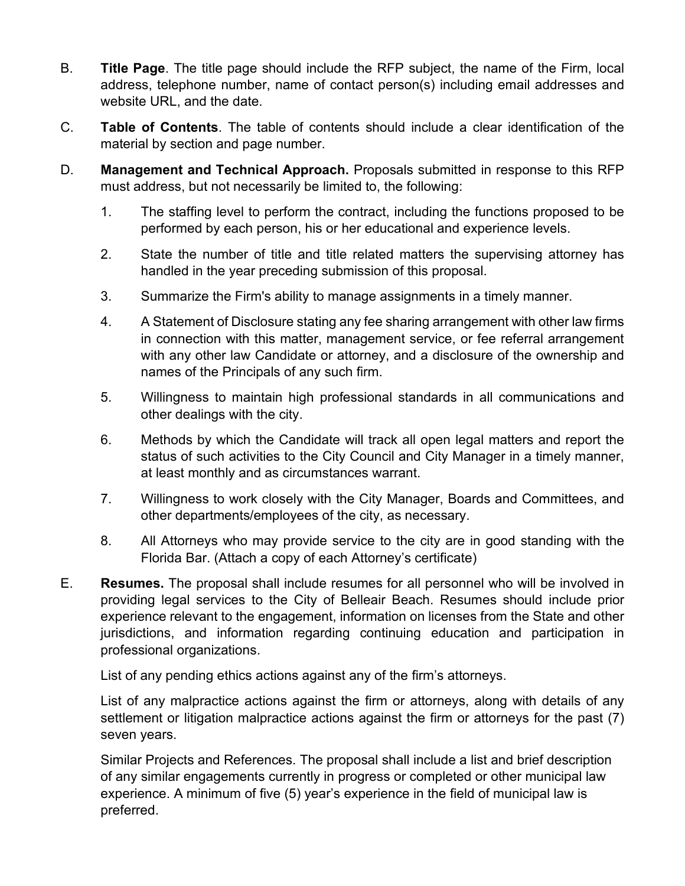B. **Title Page**. The title page should include the RFP subject, the name of the Firm, local address, telephone number, name of contact person(s) including email addresses and website URL, and the date.

C. **Table of Contents**. The table of contents should include a clear identification of the material by section and page number.

D. **Management and Technical Approach.** Proposals submitted in response to this RFP must address, but not necessarily be limited to, the following:

1. The staffing level to perform the contract, including the functions proposed to be performed by each person, his or her educational and experience levels.
2. State the number of title and title related matters the supervising attorney has handled in the year preceding submission of this proposal.
3. Summarize the Firm's ability to manage assignments in a timely manner.
4. A Statement of Disclosure stating any fee sharing arrangement with other law firms in connection with this matter, management service, or fee referral arrangement with any other law Candidate or attorney, and a disclosure of the ownership and names of the Principals of any such firm.
5. Willingness to maintain high professional standards in all communications and other dealings with the city.
6. Methods by which the Candidate will track all open legal matters and report the status of such activities to the City Council and City Manager in a timely manner, at least monthly and as circumstances warrant.
7. Willingness to work closely with the City Manager, Boards and Committees, and other departments/employees of the city, as necessary.
8. All Attorneys who may provide service to the city are in good standing with the Florida Bar. (Attach a copy of each Attorney's certificate)

E. **Resumes.** The proposal shall include resumes for all personnel who will be involved in providing legal services to the City of Belleair Beach. Resumes should include prior experience relevant to the engagement, information on licenses from the State and other jurisdictions, and information regarding continuing education and participation in professional organizations.

List of any pending ethics actions against any of the firm's attorneys.

List of any malpractice actions against the firm or attorneys, along with details of any settlement or litigation malpractice actions against the firm or attorneys for the past (7) seven years.

Similar Projects and References. The proposal shall include a list and brief description of any similar engagements currently in progress or completed or other municipal law experience. A minimum of five (5) year's experience in the field of municipal law is preferred.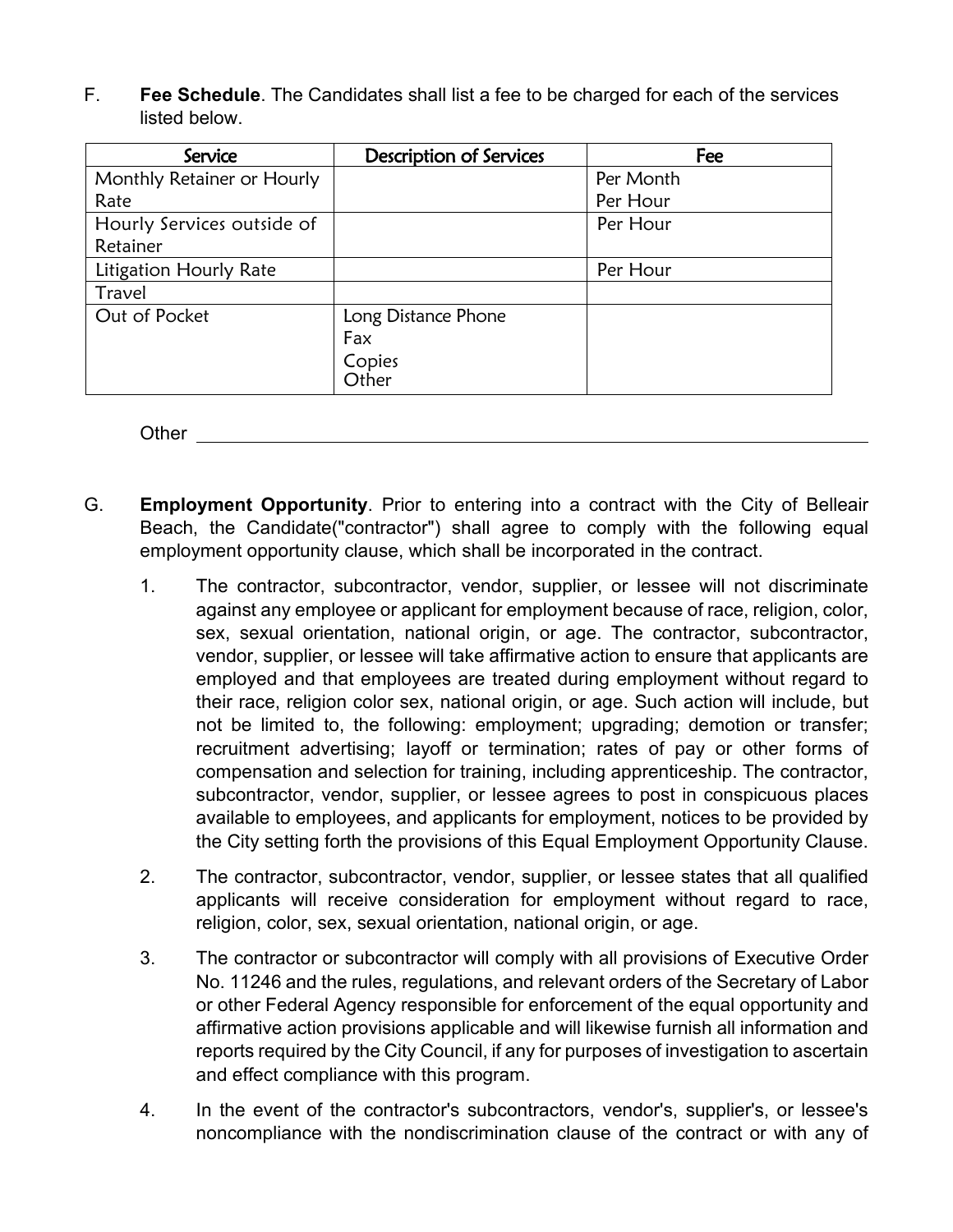F. **Fee Schedule**. The Candidates shall list a fee to be charged for each of the services listed below.

| Service | Description of Services | Fee |
|---|---|---|
| Monthly Retainer or Hourly Rate | | Per Month<br>Per Hour |
| Hourly Services outside of Retainer | | Per Hour |
| Litigation Hourly Rate | | Per Hour |
| Travel | | |
| Out of Pocket | Long Distance Phone<br>Fax<br>Copies<br>Other | |

Other \_\_\_\_\_\_\_\_\_\_\_\_\_\_\_\_\_\_\_\_\_\_\_\_\_\_\_\_\_\_\_\_\_\_\_\_\_\_\_\_\_\_\_\_\_\_\_\_\_\_\_\_

G. **Employment Opportunity**. Prior to entering into a contract with the City of Belleair Beach, the Candidate("contractor") shall agree to comply with the following equal employment opportunity clause, which shall be incorporated in the contract.

1. The contractor, subcontractor, vendor, supplier, or lessee will not discriminate against any employee or applicant for employment because of race, religion, color, sex, sexual orientation, national origin, or age. The contractor, subcontractor, vendor, supplier, or lessee will take affirmative action to ensure that applicants are employed and that employees are treated during employment without regard to their race, religion color sex, national origin, or age. Such action will include, but not be limited to, the following: employment; upgrading; demotion or transfer; recruitment advertising; layoff or termination; rates of pay or other forms of compensation and selection for training, including apprenticeship. The contractor, subcontractor, vendor, supplier, or lessee agrees to post in conspicuous places available to employees, and applicants for employment, notices to be provided by the City setting forth the provisions of this Equal Employment Opportunity Clause.

2. The contractor, subcontractor, vendor, supplier, or lessee states that all qualified applicants will receive consideration for employment without regard to race, religion, color, sex, sexual orientation, national origin, or age.

3. The contractor or subcontractor will comply with all provisions of Executive Order No. 11246 and the rules, regulations, and relevant orders of the Secretary of Labor or other Federal Agency responsible for enforcement of the equal opportunity and affirmative action provisions applicable and will likewise furnish all information and reports required by the City Council, if any for purposes of investigation to ascertain and effect compliance with this program.

4. In the event of the contractor's subcontractors, vendor's, supplier's, or lessee's noncompliance with the nondiscrimination clause of the contract or with any of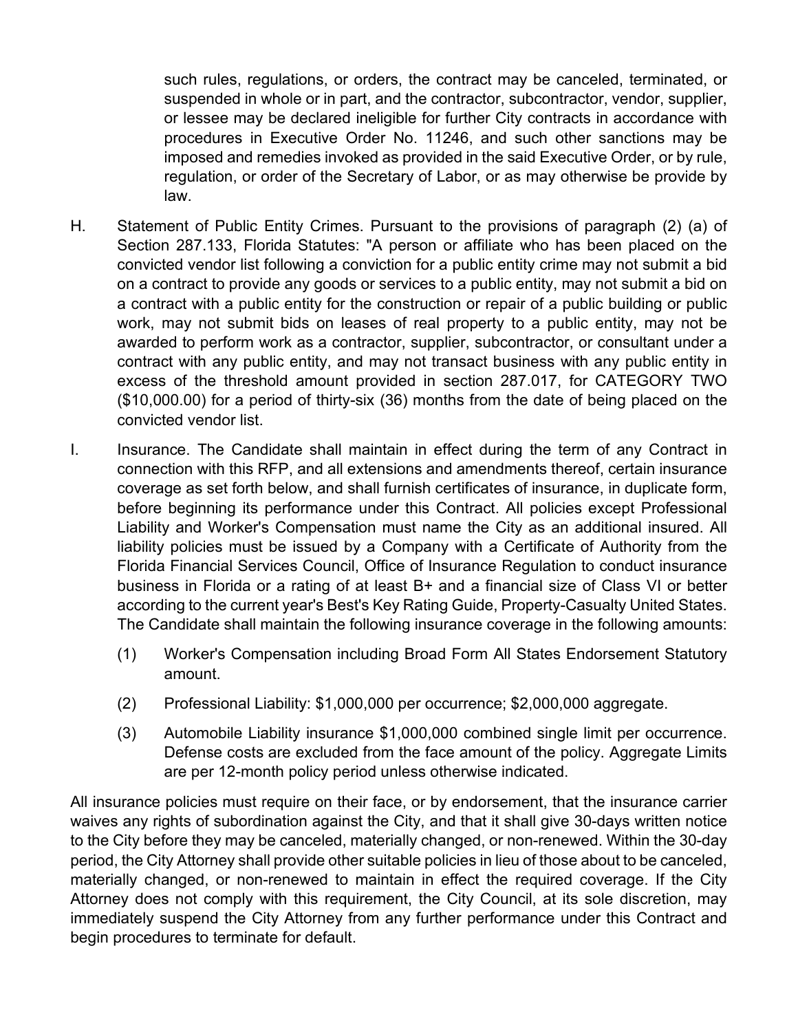such rules, regulations, or orders, the contract may be canceled, terminated, or suspended in whole or in part, and the contractor, subcontractor, vendor, supplier, or lessee may be declared ineligible for further City contracts in accordance with procedures in Executive Order No. 11246, and such other sanctions may be imposed and remedies invoked as provided in the said Executive Order, or by rule, regulation, or order of the Secretary of Labor, or as may otherwise be provide by law.

H. Statement of Public Entity Crimes. Pursuant to the provisions of paragraph (2) (a) of Section 287.133, Florida Statutes: "A person or affiliate who has been placed on the convicted vendor list following a conviction for a public entity crime may not submit a bid on a contract to provide any goods or services to a public entity, may not submit a bid on a contract with a public entity for the construction or repair of a public building or public work, may not submit bids on leases of real property to a public entity, may not be awarded to perform work as a contractor, supplier, subcontractor, or consultant under a contract with any public entity, and may not transact business with any public entity in excess of the threshold amount provided in section 287.017, for CATEGORY TWO ($10,000.00) for a period of thirty-six (36) months from the date of being placed on the convicted vendor list.

I. Insurance. The Candidate shall maintain in effect during the term of any Contract in connection with this RFP, and all extensions and amendments thereof, certain insurance coverage as set forth below, and shall furnish certificates of insurance, in duplicate form, before beginning its performance under this Contract. All policies except Professional Liability and Worker's Compensation must name the City as an additional insured. All liability policies must be issued by a Company with a Certificate of Authority from the Florida Financial Services Council, Office of Insurance Regulation to conduct insurance business in Florida or a rating of at least B+ and a financial size of Class VI or better according to the current year's Best's Key Rating Guide, Property-Casualty United States. The Candidate shall maintain the following insurance coverage in the following amounts:

   (1) Worker's Compensation including Broad Form All States Endorsement Statutory amount.

   (2) Professional Liability: $1,000,000 per occurrence; $2,000,000 aggregate.

   (3) Automobile Liability insurance $1,000,000 combined single limit per occurrence. Defense costs are excluded from the face amount of the policy. Aggregate Limits are per 12-month policy period unless otherwise indicated.

All insurance policies must require on their face, or by endorsement, that the insurance carrier waives any rights of subordination against the City, and that it shall give 30-days written notice to the City before they may be canceled, materially changed, or non-renewed. Within the 30-day period, the City Attorney shall provide other suitable policies in lieu of those about to be canceled, materially changed, or non-renewed to maintain in effect the required coverage. If the City Attorney does not comply with this requirement, the City Council, at its sole discretion, may immediately suspend the City Attorney from any further performance under this Contract and begin procedures to terminate for default.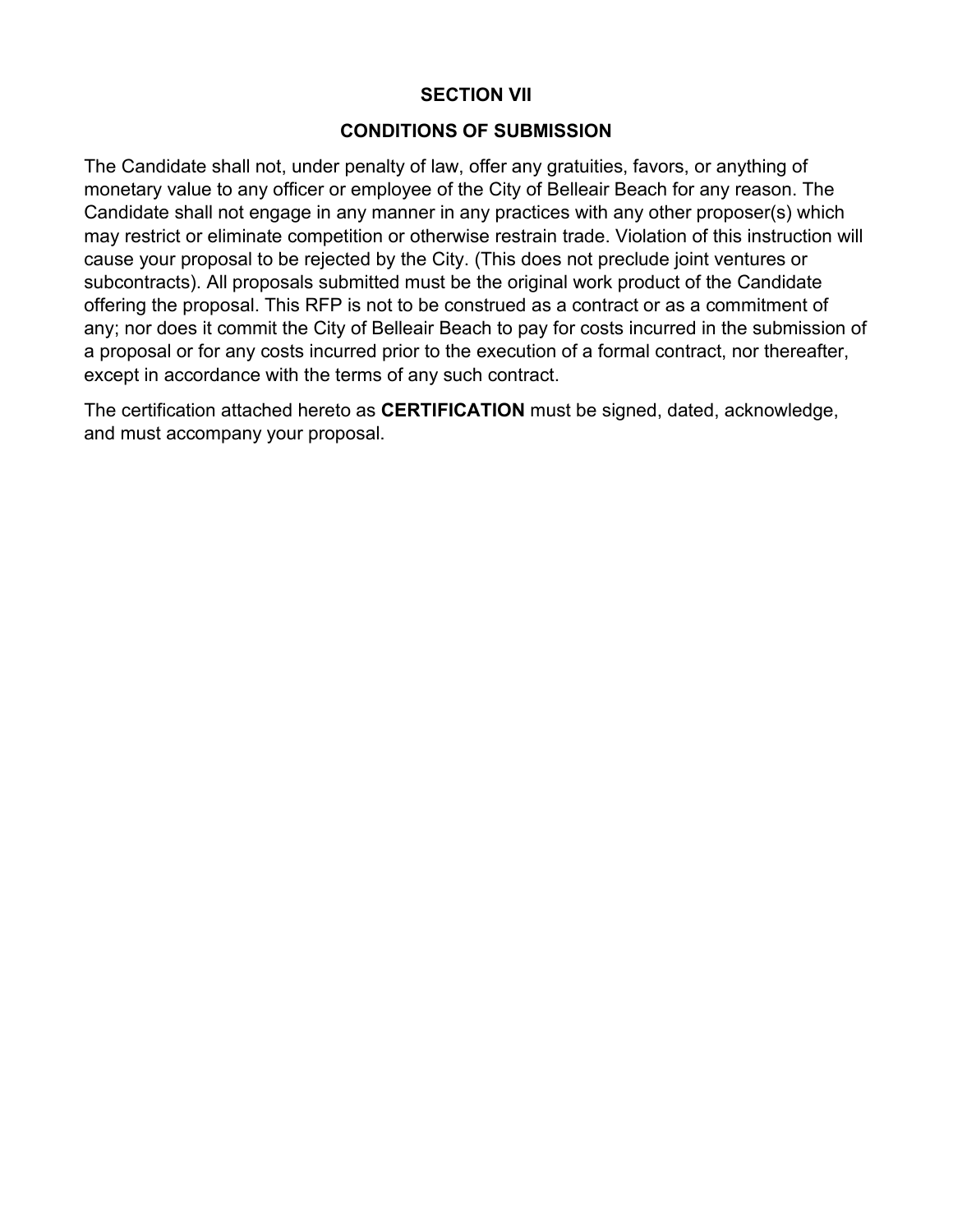## SECTION VII

## CONDITIONS OF SUBMISSION

The Candidate shall not, under penalty of law, offer any gratuities, favors, or anything of monetary value to any officer or employee of the City of Belleair Beach for any reason. The Candidate shall not engage in any manner in any practices with any other proposer(s) which may restrict or eliminate competition or otherwise restrain trade. Violation of this instruction will cause your proposal to be rejected by the City. (This does not preclude joint ventures or subcontracts). All proposals submitted must be the original work product of the Candidate offering the proposal. This RFP is not to be construed as a contract or as a commitment of any; nor does it commit the City of Belleair Beach to pay for costs incurred in the submission of a proposal or for any costs incurred prior to the execution of a formal contract, nor thereafter, except in accordance with the terms of any such contract.

The certification attached hereto as **CERTIFICATION** must be signed, dated, acknowledge, and must accompany your proposal.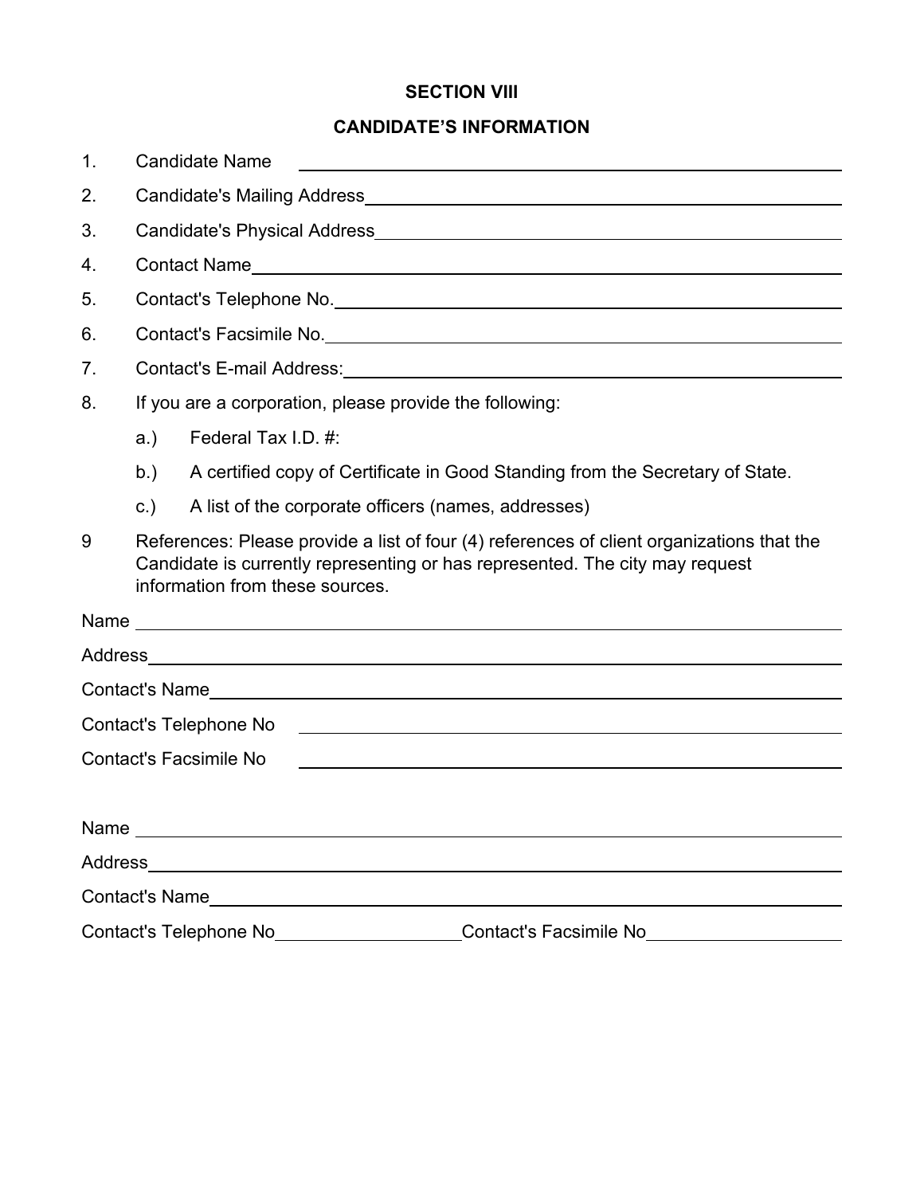## SECTION VIII

## CANDIDATE'S INFORMATION

1. Candidate Name \_\_\_\_\_\_\_\_\_\_\_\_\_\_\_\_\_\_\_\_\_\_\_\_\_\_\_\_\_\_\_\_\_\_\_\_\_\_\_\_
2. Candidate's Mailing Address\_\_\_\_\_\_\_\_\_\_\_\_\_\_\_\_\_\_\_\_\_\_\_\_\_\_\_\_\_\_\_\_\_\_\_\_
3. Candidate's Physical Address\_\_\_\_\_\_\_\_\_\_\_\_\_\_\_\_\_\_\_\_\_\_\_\_\_\_\_\_\_\_\_\_\_\_\_
4. Contact Name\_\_\_\_\_\_\_\_\_\_\_\_\_\_\_\_\_\_\_\_\_\_\_\_\_\_\_\_\_\_\_\_\_\_\_\_\_\_\_\_\_\_\_\_\_\_
5. Contact's Telephone No.\_\_\_\_\_\_\_\_\_\_\_\_\_\_\_\_\_\_\_\_\_\_\_\_\_\_\_\_\_\_\_\_\_\_\_\_\_\_\_
6. Contact's Facsimile No.\_\_\_\_\_\_\_\_\_\_\_\_\_\_\_\_\_\_\_\_\_\_\_\_\_\_\_\_\_\_\_\_\_\_\_\_\_\_\_
7. Contact's E-mail Address:\_\_\_\_\_\_\_\_\_\_\_\_\_\_\_\_\_\_\_\_\_\_\_\_\_\_\_\_\_\_\_\_\_\_\_\_\_
8. If you are a corporation, please provide the following:
   - a.) Federal Tax I.D. #:
   - b.) A certified copy of Certificate in Good Standing from the Secretary of State.
   - c.) A list of the corporate officers (names, addresses)

9 References: Please provide a list of four (4) references of client organizations that the Candidate is currently representing or has represented. The city may request information from these sources.

Name \_\_\_\_\_\_\_\_\_\_\_\_\_\_\_\_\_\_\_\_\_\_\_\_\_\_\_\_\_\_\_\_\_\_\_\_\_\_\_\_\_\_\_\_\_\_\_\_\_\_\_\_

Address\_\_\_\_\_\_\_\_\_\_\_\_\_\_\_\_\_\_\_\_\_\_\_\_\_\_\_\_\_\_\_\_\_\_\_\_\_\_\_\_\_\_\_\_\_\_\_\_\_\_\_\_

Contact's Name\_\_\_\_\_\_\_\_\_\_\_\_\_\_\_\_\_\_\_\_\_\_\_\_\_\_\_\_\_\_\_\_\_\_\_\_\_\_\_\_\_\_\_\_\_\_\_

Contact's Telephone No \_\_\_\_\_\_\_\_\_\_\_\_\_\_\_\_\_\_\_\_\_\_\_\_\_\_\_\_\_\_\_\_\_\_\_\_\_\_\_\_

Contact's Facsimile No \_\_\_\_\_\_\_\_\_\_\_\_\_\_\_\_\_\_\_\_\_\_\_\_\_\_\_\_\_\_\_\_\_\_\_\_\_\_\_\_

Name \_\_\_\_\_\_\_\_\_\_\_\_\_\_\_\_\_\_\_\_\_\_\_\_\_\_\_\_\_\_\_\_\_\_\_\_\_\_\_\_\_\_\_\_\_\_\_\_\_\_\_\_

Address\_\_\_\_\_\_\_\_\_\_\_\_\_\_\_\_\_\_\_\_\_\_\_\_\_\_\_\_\_\_\_\_\_\_\_\_\_\_\_\_\_\_\_\_\_\_\_\_\_\_\_\_

Contact's Name\_\_\_\_\_\_\_\_\_\_\_\_\_\_\_\_\_\_\_\_\_\_\_\_\_\_\_\_\_\_\_\_\_\_\_\_\_\_\_\_\_\_\_\_\_\_\_

Contact's Telephone No\_\_\_\_\_\_\_\_\_\_\_\_\_\_\_\_\_\_\_\_ Contact's Facsimile No\_\_\_\_\_\_\_\_\_\_\_\_\_\_\_\_\_\_\_\_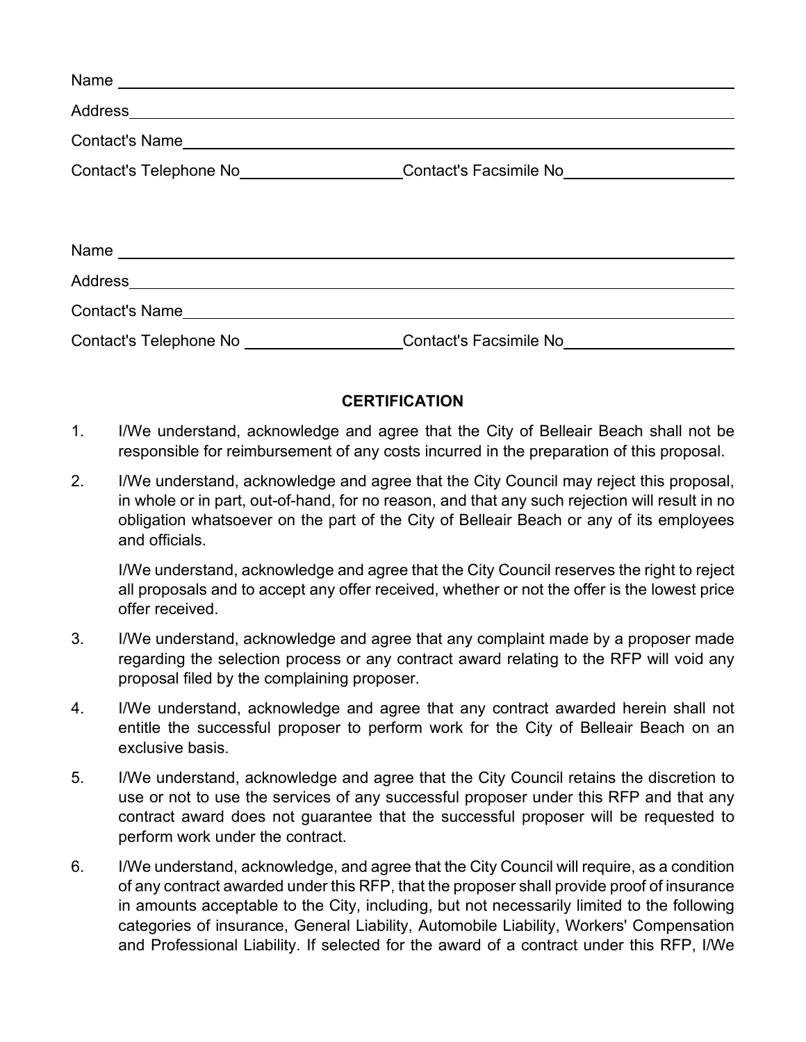Name ______________________________________________________________

Address ____________________________________________________________

Contact's Name ______________________________________________________

Contact's Telephone No ____________________ Contact's Facsimile No ____________________

Name ______________________________________________________________

Address ____________________________________________________________

Contact's Name ______________________________________________________

Contact's Telephone No ____________________ Contact's Facsimile No ____________________

## CERTIFICATION

1. I/We understand, acknowledge and agree that the City of Belleair Beach shall not be responsible for reimbursement of any costs incurred in the preparation of this proposal.

2. I/We understand, acknowledge and agree that the City Council may reject this proposal, in whole or in part, out-of-hand, for no reason, and that any such rejection will result in no obligation whatsoever on the part of the City of Belleair Beach or any of its employees and officials.

   I/We understand, acknowledge and agree that the City Council reserves the right to reject all proposals and to accept any offer received, whether or not the offer is the lowest price offer received.

3. I/We understand, acknowledge and agree that any complaint made by a proposer made regarding the selection process or any contract award relating to the RFP will void any proposal filed by the complaining proposer.

4. I/We understand, acknowledge and agree that any contract awarded herein shall not entitle the successful proposer to perform work for the City of Belleair Beach on an exclusive basis.

5. I/We understand, acknowledge and agree that the City Council retains the discretion to use or not to use the services of any successful proposer under this RFP and that any contract award does not guarantee that the successful proposer will be requested to perform work under the contract.

6. I/We understand, acknowledge, and agree that the City Council will require, as a condition of any contract awarded under this RFP, that the proposer shall provide proof of insurance in amounts acceptable to the City, including, but not necessarily limited to the following categories of insurance, General Liability, Automobile Liability, Workers' Compensation and Professional Liability. If selected for the award of a contract under this RFP, I/We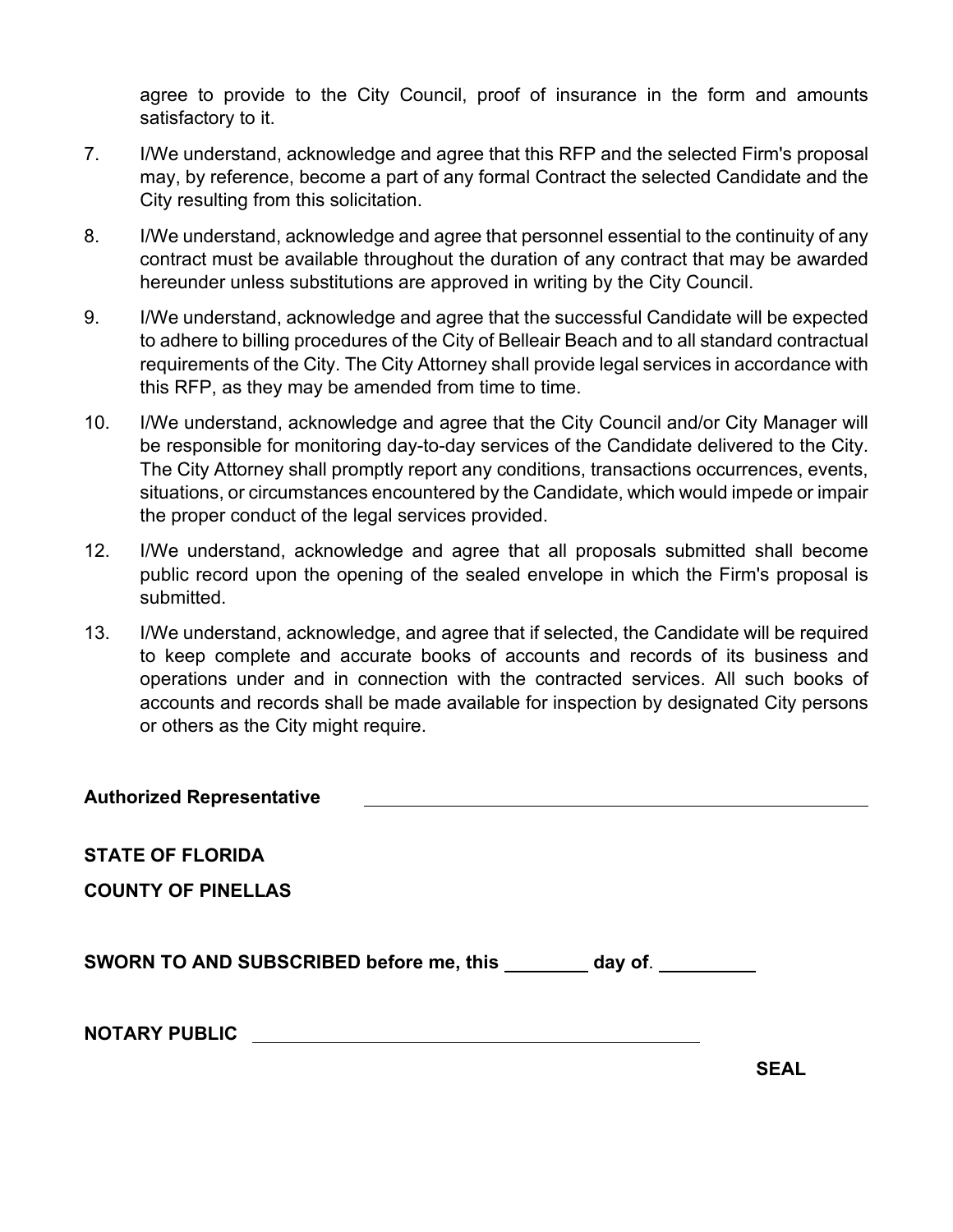agree to provide to the City Council, proof of insurance in the form and amounts satisfactory to it.

7. I/We understand, acknowledge and agree that this RFP and the selected Firm's proposal may, by reference, become a part of any formal Contract the selected Candidate and the City resulting from this solicitation.

8. I/We understand, acknowledge and agree that personnel essential to the continuity of any contract must be available throughout the duration of any contract that may be awarded hereunder unless substitutions are approved in writing by the City Council.

9. I/We understand, acknowledge and agree that the successful Candidate will be expected to adhere to billing procedures of the City of Belleair Beach and to all standard contractual requirements of the City. The City Attorney shall provide legal services in accordance with this RFP, as they may be amended from time to time.

10. I/We understand, acknowledge and agree that the City Council and/or City Manager will be responsible for monitoring day-to-day services of the Candidate delivered to the City. The City Attorney shall promptly report any conditions, transactions occurrences, events, situations, or circumstances encountered by the Candidate, which would impede or impair the proper conduct of the legal services provided.

12. I/We understand, acknowledge and agree that all proposals submitted shall become public record upon the opening of the sealed envelope in which the Firm's proposal is submitted.

13. I/We understand, acknowledge, and agree that if selected, the Candidate will be required to keep complete and accurate books of accounts and records of its business and operations under and in connection with the contracted services. All such books of accounts and records shall be made available for inspection by designated City persons or others as the City might require.

**Authorized Representative** ______________________________________________

**STATE OF FLORIDA**

**COUNTY OF PINELLAS**

**SWORN TO AND SUBSCRIBED before me, this** ________ **day of**. __________

**NOTARY PUBLIC** ______________________________________________

**SEAL**